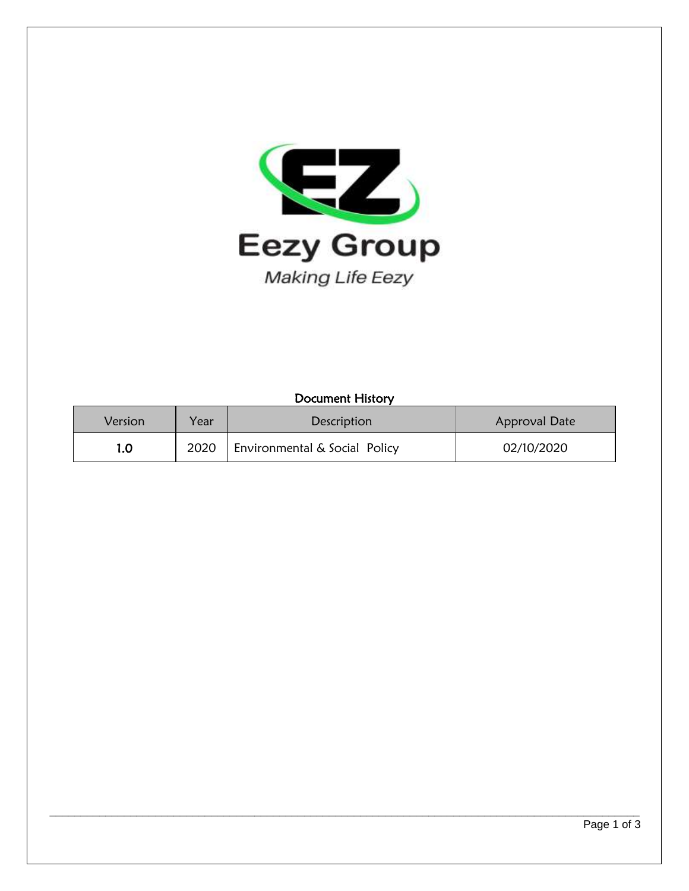Eezy Group

*Making Life Eezy*

## Document History

| Version | Year | Description | Approval Date |
|---|---|---|---|
| **1.0** | 2020 | Environmental & Social Policy | 02/10/2020 |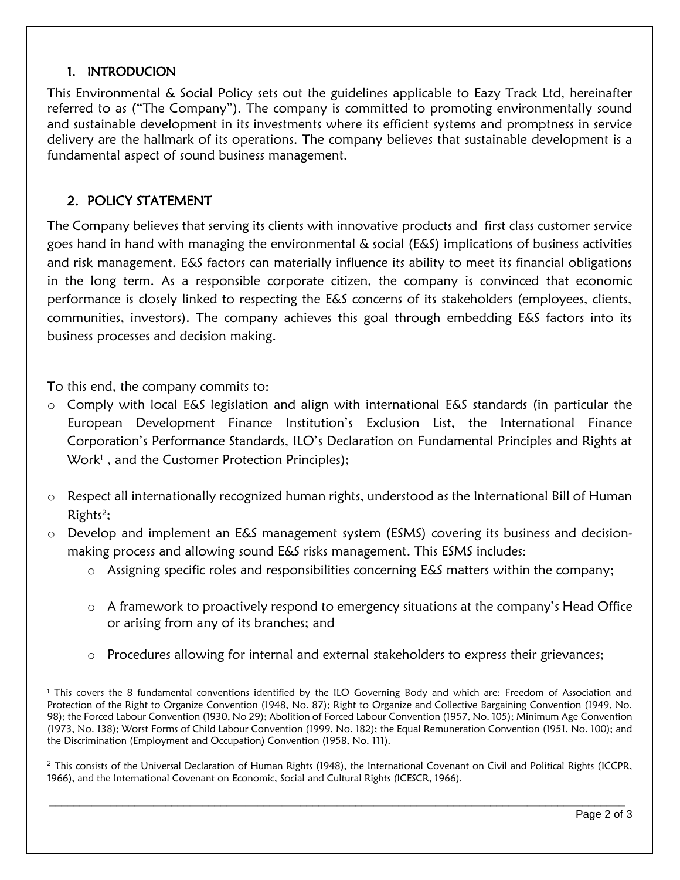## 1. INTRODUCION

This Environmental & Social Policy sets out the guidelines applicable to Eazy Track Ltd, hereinafter referred to as ("The Company"). The company is committed to promoting environmentally sound and sustainable development in its investments where its efficient systems and promptness in service delivery are the hallmark of its operations. The company believes that sustainable development is a fundamental aspect of sound business management.

## 2. POLICY STATEMENT

The Company believes that serving its clients with innovative products and first class customer service goes hand in hand with managing the environmental & social (E&S) implications of business activities and risk management. E&S factors can materially influence its ability to meet its financial obligations in the long term. As a responsible corporate citizen, the company is convinced that economic performance is closely linked to respecting the E&S concerns of its stakeholders (employees, clients, communities, investors). The company achieves this goal through embedding E&S factors into its business processes and decision making.

To this end, the company commits to:

- Comply with local E&S legislation and align with international E&S standards (in particular the European Development Finance Institution's Exclusion List, the International Finance Corporation's Performance Standards, ILO's Declaration on Fundamental Principles and Rights at Work[1] , and the Customer Protection Principles);
- Respect all internationally recognized human rights, understood as the International Bill of Human Rights[2];
- Develop and implement an E&S management system (ESMS) covering its business and decision-making process and allowing sound E&S risks management. This ESMS includes:
  - Assigning specific roles and responsibilities concerning E&S matters within the company;
  - A framework to proactively respond to emergency situations at the company's Head Office or arising from any of its branches; and
  - Procedures allowing for internal and external stakeholders to express their grievances;

---

[1] This covers the 8 fundamental conventions identified by the ILO Governing Body and which are: Freedom of Association and Protection of the Right to Organize Convention (1948, No. 87); Right to Organize and Collective Bargaining Convention (1949, No. 98); the Forced Labour Convention (1930, No 29); Abolition of Forced Labour Convention (1957, No. 105); Minimum Age Convention (1973, No. 138); Worst Forms of Child Labour Convention (1999, No. 182); the Equal Remuneration Convention (1951, No. 100); and the Discrimination (Employment and Occupation) Convention (1958, No. 111).

[2] This consists of the Universal Declaration of Human Rights (1948), the International Covenant on Civil and Political Rights (ICCPR, 1966), and the International Covenant on Economic, Social and Cultural Rights (ICESCR, 1966).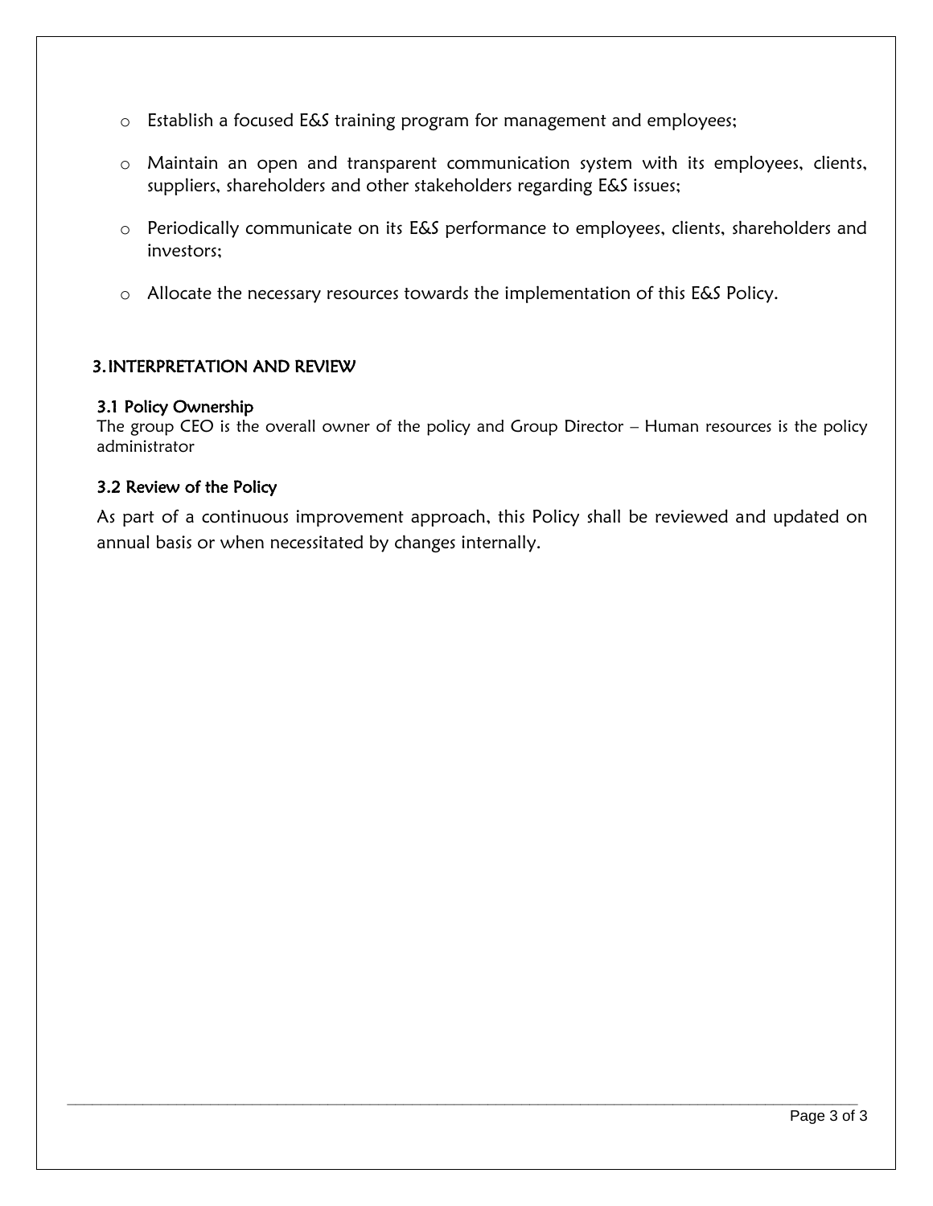- Establish a focused E&S training program for management and employees;
- Maintain an open and transparent communication system with its employees, clients, suppliers, shareholders and other stakeholders regarding E&S issues;
- Periodically communicate on its E&S performance to employees, clients, shareholders and investors;
- Allocate the necessary resources towards the implementation of this E&S Policy.

## 3. INTERPRETATION AND REVIEW

### 3.1 Policy Ownership

The group CEO is the overall owner of the policy and Group Director – Human resources is the policy administrator

### 3.2 Review of the Policy

As part of a continuous improvement approach, this Policy shall be reviewed and updated on annual basis or when necessitated by changes internally.